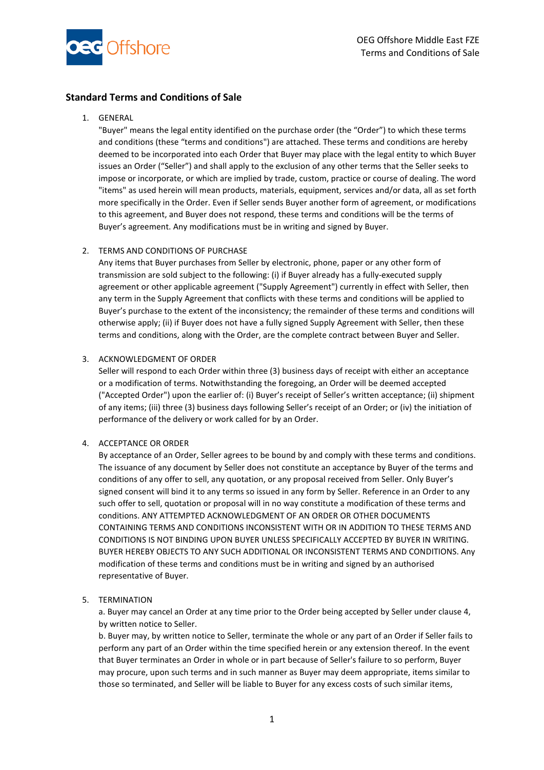## Standard Terms and Conditions of Sale

1. GENERAL
   "Buyer" means the legal entity identified on the purchase order (the "Order") to which these terms and conditions (these "terms and conditions") are attached. These terms and conditions are hereby deemed to be incorporated into each Order that Buyer may place with the legal entity to which Buyer issues an Order ("Seller") and shall apply to the exclusion of any other terms that the Seller seeks to impose or incorporate, or which are implied by trade, custom, practice or course of dealing. The word "items" as used herein will mean products, materials, equipment, services and/or data, all as set forth more specifically in the Order. Even if Seller sends Buyer another form of agreement, or modifications to this agreement, and Buyer does not respond, these terms and conditions will be the terms of Buyer's agreement. Any modifications must be in writing and signed by Buyer.

2. TERMS AND CONDITIONS OF PURCHASE
   Any items that Buyer purchases from Seller by electronic, phone, paper or any other form of transmission are sold subject to the following: (i) if Buyer already has a fully-executed supply agreement or other applicable agreement ("Supply Agreement") currently in effect with Seller, then any term in the Supply Agreement that conflicts with these terms and conditions will be applied to Buyer's purchase to the extent of the inconsistency; the remainder of these terms and conditions will otherwise apply; (ii) if Buyer does not have a fully signed Supply Agreement with Seller, then these terms and conditions, along with the Order, are the complete contract between Buyer and Seller.

3. ACKNOWLEDGMENT OF ORDER
   Seller will respond to each Order within three (3) business days of receipt with either an acceptance or a modification of terms. Notwithstanding the foregoing, an Order will be deemed accepted ("Accepted Order") upon the earlier of: (i) Buyer's receipt of Seller's written acceptance; (ii) shipment of any items; (iii) three (3) business days following Seller's receipt of an Order; or (iv) the initiation of performance of the delivery or work called for by an Order.

4. ACCEPTANCE OR ORDER
   By acceptance of an Order, Seller agrees to be bound by and comply with these terms and conditions. The issuance of any document by Seller does not constitute an acceptance by Buyer of the terms and conditions of any offer to sell, any quotation, or any proposal received from Seller. Only Buyer's signed consent will bind it to any terms so issued in any form by Seller. Reference in an Order to any such offer to sell, quotation or proposal will in no way constitute a modification of these terms and conditions. ANY ATTEMPTED ACKNOWLEDGMENT OF AN ORDER OR OTHER DOCUMENTS CONTAINING TERMS AND CONDITIONS INCONSISTENT WITH OR IN ADDITION TO THESE TERMS AND CONDITIONS IS NOT BINDING UPON BUYER UNLESS SPECIFICALLY ACCEPTED BY BUYER IN WRITING. BUYER HEREBY OBJECTS TO ANY SUCH ADDITIONAL OR INCONSISTENT TERMS AND CONDITIONS. Any modification of these terms and conditions must be in writing and signed by an authorised representative of Buyer.

5. TERMINATION
   a. Buyer may cancel an Order at any time prior to the Order being accepted by Seller under clause 4, by written notice to Seller.
   b. Buyer may, by written notice to Seller, terminate the whole or any part of an Order if Seller fails to perform any part of an Order within the time specified herein or any extension thereof. In the event that Buyer terminates an Order in whole or in part because of Seller's failure to so perform, Buyer may procure, upon such terms and in such manner as Buyer may deem appropriate, items similar to those so terminated, and Seller will be liable to Buyer for any excess costs of such similar items,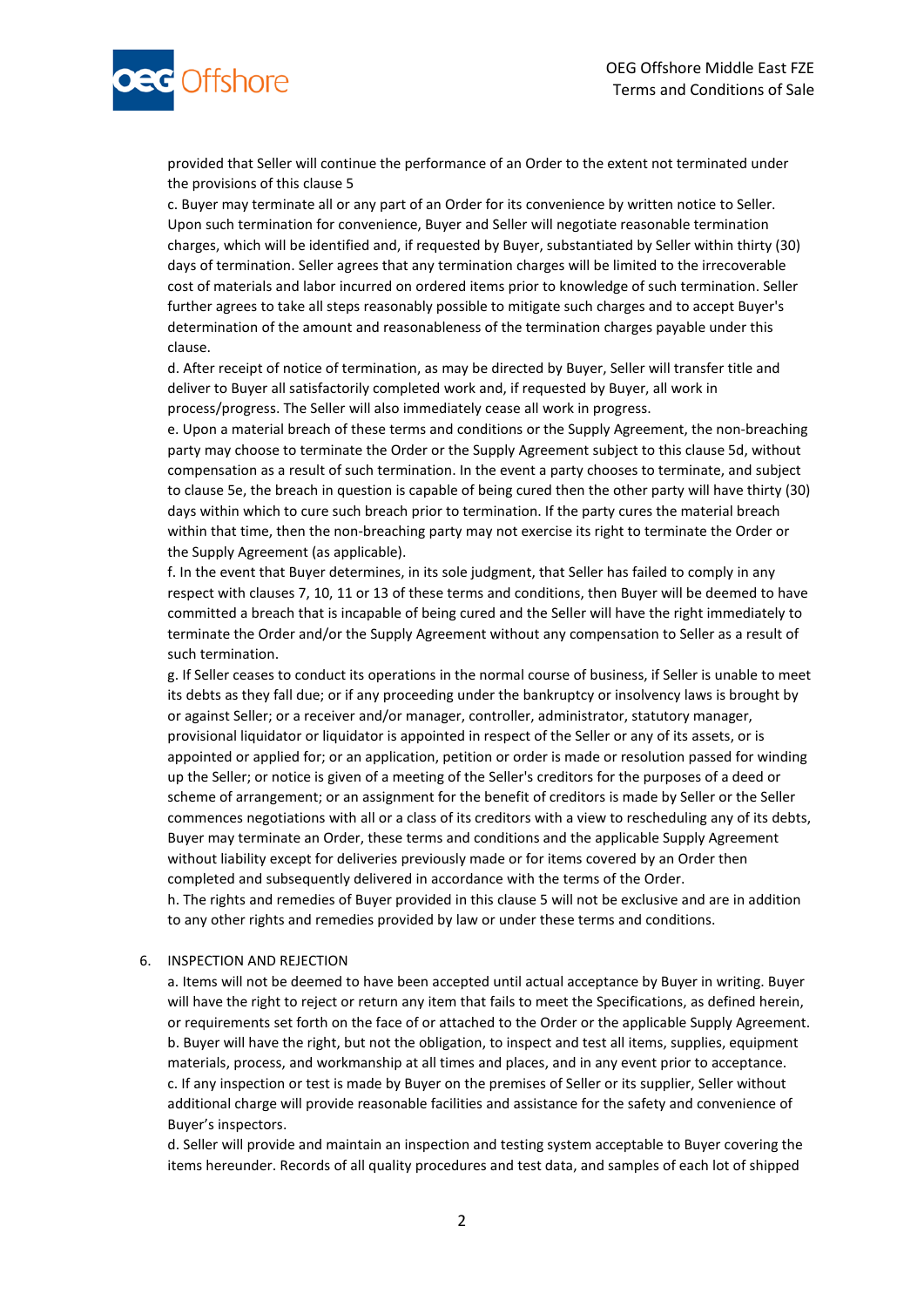provided that Seller will continue the performance of an Order to the extent not terminated under the provisions of this clause 5

c. Buyer may terminate all or any part of an Order for its convenience by written notice to Seller. Upon such termination for convenience, Buyer and Seller will negotiate reasonable termination charges, which will be identified and, if requested by Buyer, substantiated by Seller within thirty (30) days of termination. Seller agrees that any termination charges will be limited to the irrecoverable cost of materials and labor incurred on ordered items prior to knowledge of such termination. Seller further agrees to take all steps reasonably possible to mitigate such charges and to accept Buyer's determination of the amount and reasonableness of the termination charges payable under this clause.

d. After receipt of notice of termination, as may be directed by Buyer, Seller will transfer title and deliver to Buyer all satisfactorily completed work and, if requested by Buyer, all work in process/progress. The Seller will also immediately cease all work in progress.

e. Upon a material breach of these terms and conditions or the Supply Agreement, the non-breaching party may choose to terminate the Order or the Supply Agreement subject to this clause 5d, without compensation as a result of such termination. In the event a party chooses to terminate, and subject to clause 5e, the breach in question is capable of being cured then the other party will have thirty (30) days within which to cure such breach prior to termination. If the party cures the material breach within that time, then the non-breaching party may not exercise its right to terminate the Order or the Supply Agreement (as applicable).

f. In the event that Buyer determines, in its sole judgment, that Seller has failed to comply in any respect with clauses 7, 10, 11 or 13 of these terms and conditions, then Buyer will be deemed to have committed a breach that is incapable of being cured and the Seller will have the right immediately to terminate the Order and/or the Supply Agreement without any compensation to Seller as a result of such termination.

g. If Seller ceases to conduct its operations in the normal course of business, if Seller is unable to meet its debts as they fall due; or if any proceeding under the bankruptcy or insolvency laws is brought by or against Seller; or a receiver and/or manager, controller, administrator, statutory manager, provisional liquidator or liquidator is appointed in respect of the Seller or any of its assets, or is appointed or applied for; or an application, petition or order is made or resolution passed for winding up the Seller; or notice is given of a meeting of the Seller's creditors for the purposes of a deed or scheme of arrangement; or an assignment for the benefit of creditors is made by Seller or the Seller commences negotiations with all or a class of its creditors with a view to rescheduling any of its debts, Buyer may terminate an Order, these terms and conditions and the applicable Supply Agreement without liability except for deliveries previously made or for items covered by an Order then completed and subsequently delivered in accordance with the terms of the Order.

h. The rights and remedies of Buyer provided in this clause 5 will not be exclusive and are in addition to any other rights and remedies provided by law or under these terms and conditions.

6. INSPECTION AND REJECTION

a. Items will not be deemed to have been accepted until actual acceptance by Buyer in writing. Buyer will have the right to reject or return any item that fails to meet the Specifications, as defined herein, or requirements set forth on the face of or attached to the Order or the applicable Supply Agreement.

b. Buyer will have the right, but not the obligation, to inspect and test all items, supplies, equipment materials, process, and workmanship at all times and places, and in any event prior to acceptance.

c. If any inspection or test is made by Buyer on the premises of Seller or its supplier, Seller without additional charge will provide reasonable facilities and assistance for the safety and convenience of Buyer's inspectors.

d. Seller will provide and maintain an inspection and testing system acceptable to Buyer covering the items hereunder. Records of all quality procedures and test data, and samples of each lot of shipped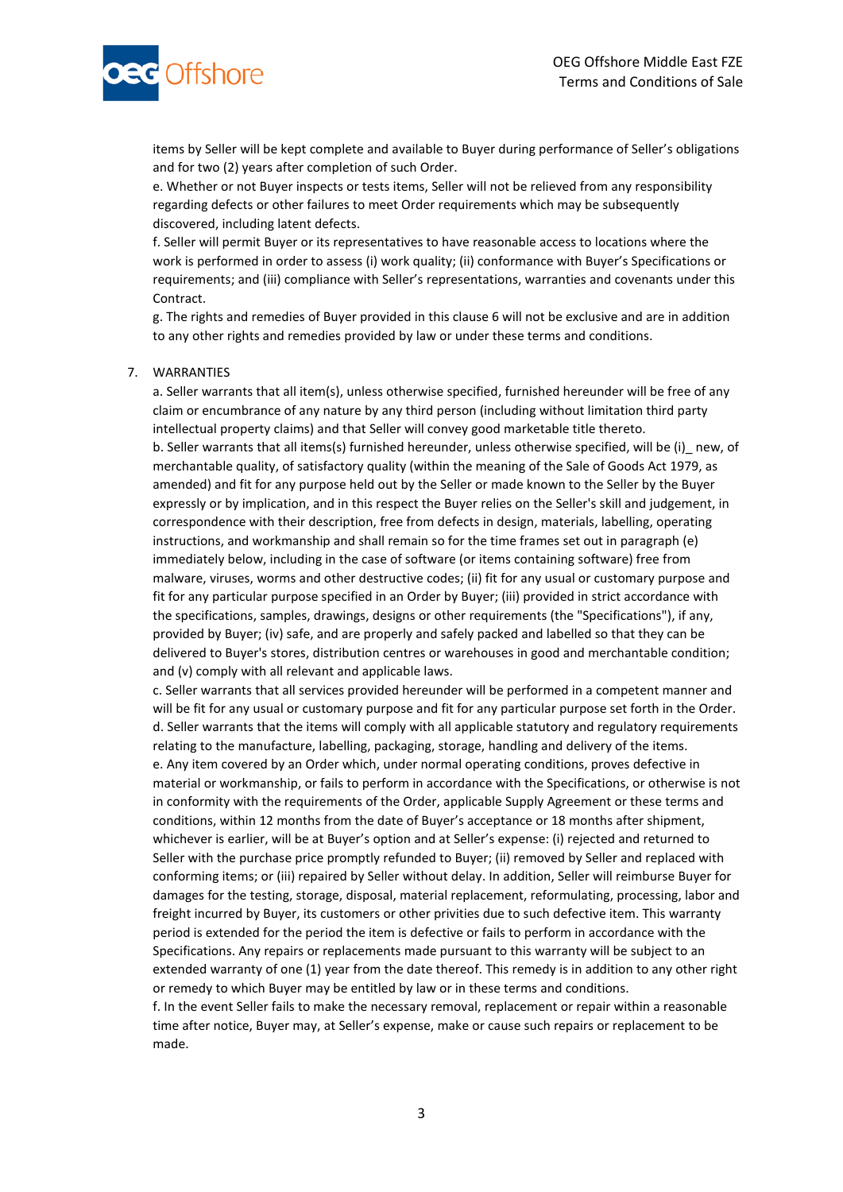items by Seller will be kept complete and available to Buyer during performance of Seller's obligations and for two (2) years after completion of such Order.

e. Whether or not Buyer inspects or tests items, Seller will not be relieved from any responsibility regarding defects or other failures to meet Order requirements which may be subsequently discovered, including latent defects.

f. Seller will permit Buyer or its representatives to have reasonable access to locations where the work is performed in order to assess (i) work quality; (ii) conformance with Buyer's Specifications or requirements; and (iii) compliance with Seller's representations, warranties and covenants under this Contract.

g. The rights and remedies of Buyer provided in this clause 6 will not be exclusive and are in addition to any other rights and remedies provided by law or under these terms and conditions.

7. WARRANTIES

a. Seller warrants that all item(s), unless otherwise specified, furnished hereunder will be free of any claim or encumbrance of any nature by any third person (including without limitation third party intellectual property claims) and that Seller will convey good marketable title thereto.

b. Seller warrants that all items(s) furnished hereunder, unless otherwise specified, will be (i)_ new, of merchantable quality, of satisfactory quality (within the meaning of the Sale of Goods Act 1979, as amended) and fit for any purpose held out by the Seller or made known to the Seller by the Buyer expressly or by implication, and in this respect the Buyer relies on the Seller's skill and judgement, in correspondence with their description, free from defects in design, materials, labelling, operating instructions, and workmanship and shall remain so for the time frames set out in paragraph (e) immediately below, including in the case of software (or items containing software) free from malware, viruses, worms and other destructive codes; (ii) fit for any usual or customary purpose and fit for any particular purpose specified in an Order by Buyer; (iii) provided in strict accordance with the specifications, samples, drawings, designs or other requirements (the "Specifications"), if any, provided by Buyer; (iv) safe, and are properly and safely packed and labelled so that they can be delivered to Buyer's stores, distribution centres or warehouses in good and merchantable condition; and (v) comply with all relevant and applicable laws.

c. Seller warrants that all services provided hereunder will be performed in a competent manner and will be fit for any usual or customary purpose and fit for any particular purpose set forth in the Order.

d. Seller warrants that the items will comply with all applicable statutory and regulatory requirements relating to the manufacture, labelling, packaging, storage, handling and delivery of the items.

e. Any item covered by an Order which, under normal operating conditions, proves defective in material or workmanship, or fails to perform in accordance with the Specifications, or otherwise is not in conformity with the requirements of the Order, applicable Supply Agreement or these terms and conditions, within 12 months from the date of Buyer's acceptance or 18 months after shipment, whichever is earlier, will be at Buyer's option and at Seller's expense: (i) rejected and returned to Seller with the purchase price promptly refunded to Buyer; (ii) removed by Seller and replaced with conforming items; or (iii) repaired by Seller without delay. In addition, Seller will reimburse Buyer for damages for the testing, storage, disposal, material replacement, reformulating, processing, labor and freight incurred by Buyer, its customers or other privities due to such defective item. This warranty period is extended for the period the item is defective or fails to perform in accordance with the Specifications. Any repairs or replacements made pursuant to this warranty will be subject to an extended warranty of one (1) year from the date thereof. This remedy is in addition to any other right or remedy to which Buyer may be entitled by law or in these terms and conditions.

f. In the event Seller fails to make the necessary removal, replacement or repair within a reasonable time after notice, Buyer may, at Seller's expense, make or cause such repairs or replacement to be made.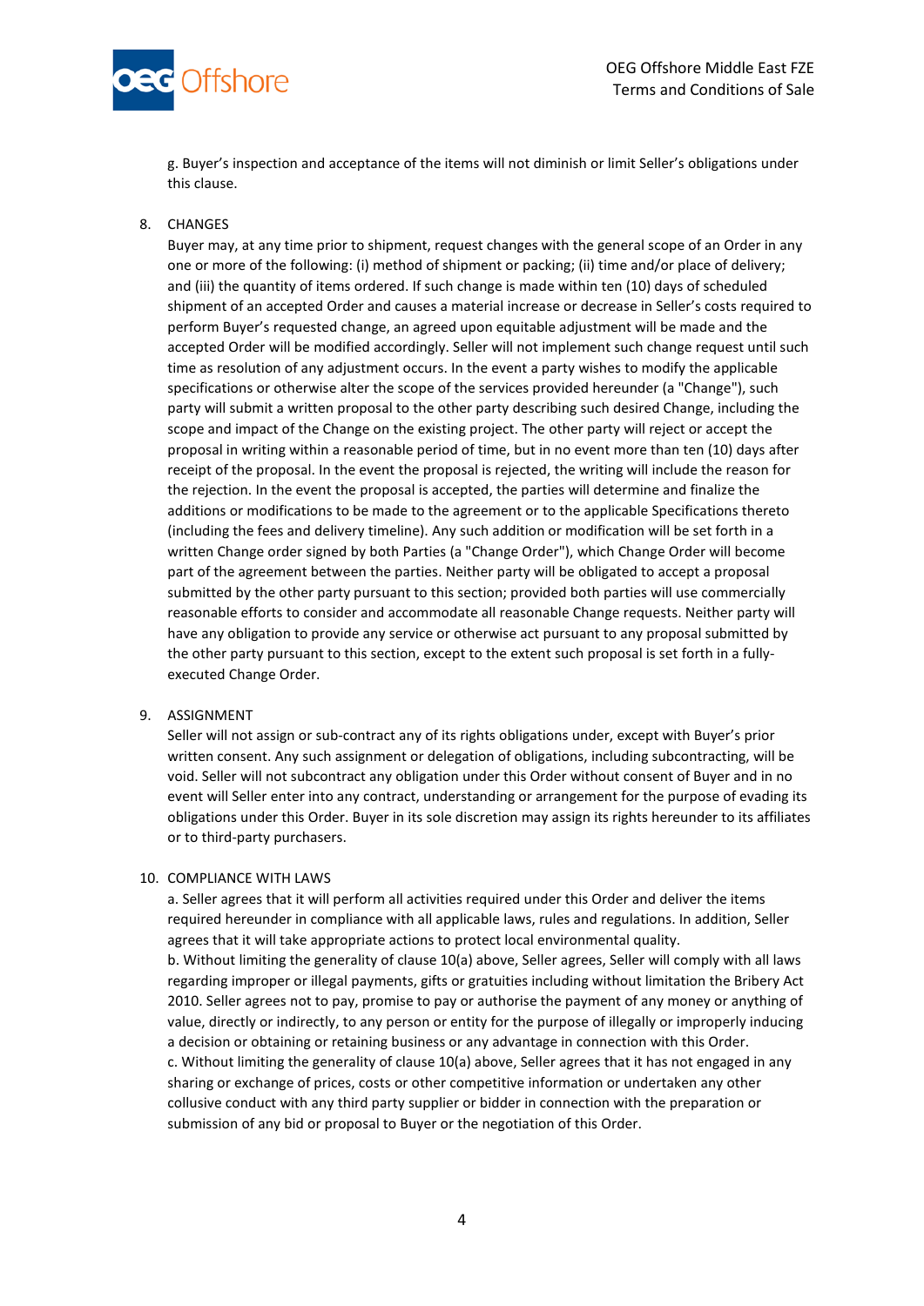g. Buyer's inspection and acceptance of the items will not diminish or limit Seller's obligations under this clause.

8. CHANGES

Buyer may, at any time prior to shipment, request changes with the general scope of an Order in any one or more of the following: (i) method of shipment or packing; (ii) time and/or place of delivery; and (iii) the quantity of items ordered. If such change is made within ten (10) days of scheduled shipment of an accepted Order and causes a material increase or decrease in Seller's costs required to perform Buyer's requested change, an agreed upon equitable adjustment will be made and the accepted Order will be modified accordingly. Seller will not implement such change request until such time as resolution of any adjustment occurs. In the event a party wishes to modify the applicable specifications or otherwise alter the scope of the services provided hereunder (a "Change"), such party will submit a written proposal to the other party describing such desired Change, including the scope and impact of the Change on the existing project. The other party will reject or accept the proposal in writing within a reasonable period of time, but in no event more than ten (10) days after receipt of the proposal. In the event the proposal is rejected, the writing will include the reason for the rejection. In the event the proposal is accepted, the parties will determine and finalize the additions or modifications to be made to the agreement or to the applicable Specifications thereto (including the fees and delivery timeline). Any such addition or modification will be set forth in a written Change order signed by both Parties (a "Change Order"), which Change Order will become part of the agreement between the parties. Neither party will be obligated to accept a proposal submitted by the other party pursuant to this section; provided both parties will use commercially reasonable efforts to consider and accommodate all reasonable Change requests. Neither party will have any obligation to provide any service or otherwise act pursuant to any proposal submitted by the other party pursuant to this section, except to the extent such proposal is set forth in a fully-executed Change Order.

9. ASSIGNMENT

Seller will not assign or sub-contract any of its rights obligations under, except with Buyer's prior written consent. Any such assignment or delegation of obligations, including subcontracting, will be void. Seller will not subcontract any obligation under this Order without consent of Buyer and in no event will Seller enter into any contract, understanding or arrangement for the purpose of evading its obligations under this Order. Buyer in its sole discretion may assign its rights hereunder to its affiliates or to third-party purchasers.

10. COMPLIANCE WITH LAWS

a. Seller agrees that it will perform all activities required under this Order and deliver the items required hereunder in compliance with all applicable laws, rules and regulations. In addition, Seller agrees that it will take appropriate actions to protect local environmental quality.

b. Without limiting the generality of clause 10(a) above, Seller agrees, Seller will comply with all laws regarding improper or illegal payments, gifts or gratuities including without limitation the Bribery Act 2010. Seller agrees not to pay, promise to pay or authorise the payment of any money or anything of value, directly or indirectly, to any person or entity for the purpose of illegally or improperly inducing a decision or obtaining or retaining business or any advantage in connection with this Order.

c. Without limiting the generality of clause 10(a) above, Seller agrees that it has not engaged in any sharing or exchange of prices, costs or other competitive information or undertaken any other collusive conduct with any third party supplier or bidder in connection with the preparation or submission of any bid or proposal to Buyer or the negotiation of this Order.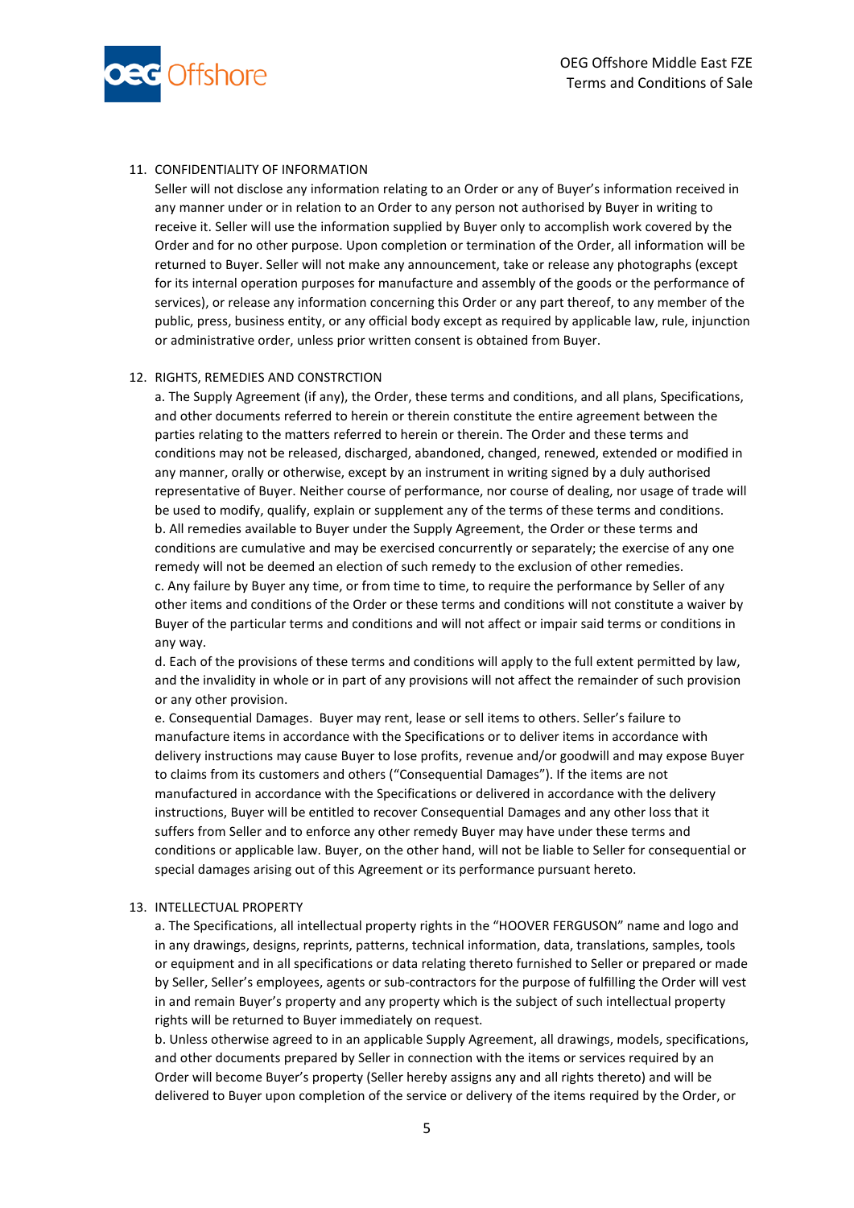11. CONFIDENTIALITY OF INFORMATION

    Seller will not disclose any information relating to an Order or any of Buyer's information received in any manner under or in relation to an Order to any person not authorised by Buyer in writing to receive it. Seller will use the information supplied by Buyer only to accomplish work covered by the Order and for no other purpose. Upon completion or termination of the Order, all information will be returned to Buyer. Seller will not make any announcement, take or release any photographs (except for its internal operation purposes for manufacture and assembly of the goods or the performance of services), or release any information concerning this Order or any part thereof, to any member of the public, press, business entity, or any official body except as required by applicable law, rule, injunction or administrative order, unless prior written consent is obtained from Buyer.

12. RIGHTS, REMEDIES AND CONSTRCTION

    a. The Supply Agreement (if any), the Order, these terms and conditions, and all plans, Specifications, and other documents referred to herein or therein constitute the entire agreement between the parties relating to the matters referred to herein or therein. The Order and these terms and conditions may not be released, discharged, abandoned, changed, renewed, extended or modified in any manner, orally or otherwise, except by an instrument in writing signed by a duly authorised representative of Buyer. Neither course of performance, nor course of dealing, nor usage of trade will be used to modify, qualify, explain or supplement any of the terms of these terms and conditions.

    b. All remedies available to Buyer under the Supply Agreement, the Order or these terms and conditions are cumulative and may be exercised concurrently or separately; the exercise of any one remedy will not be deemed an election of such remedy to the exclusion of other remedies.

    c. Any failure by Buyer any time, or from time to time, to require the performance by Seller of any other items and conditions of the Order or these terms and conditions will not constitute a waiver by Buyer of the particular terms and conditions and will not affect or impair said terms or conditions in any way.

    d. Each of the provisions of these terms and conditions will apply to the full extent permitted by law, and the invalidity in whole or in part of any provisions will not affect the remainder of such provision or any other provision.

    e. Consequential Damages. Buyer may rent, lease or sell items to others. Seller's failure to manufacture items in accordance with the Specifications or to deliver items in accordance with delivery instructions may cause Buyer to lose profits, revenue and/or goodwill and may expose Buyer to claims from its customers and others ("Consequential Damages"). If the items are not manufactured in accordance with the Specifications or delivered in accordance with the delivery instructions, Buyer will be entitled to recover Consequential Damages and any other loss that it suffers from Seller and to enforce any other remedy Buyer may have under these terms and conditions or applicable law. Buyer, on the other hand, will not be liable to Seller for consequential or special damages arising out of this Agreement or its performance pursuant hereto.

13. INTELLECTUAL PROPERTY

    a. The Specifications, all intellectual property rights in the "HOOVER FERGUSON" name and logo and in any drawings, designs, reprints, patterns, technical information, data, translations, samples, tools or equipment and in all specifications or data relating thereto furnished to Seller or prepared or made by Seller, Seller's employees, agents or sub-contractors for the purpose of fulfilling the Order will vest in and remain Buyer's property and any property which is the subject of such intellectual property rights will be returned to Buyer immediately on request.

    b. Unless otherwise agreed to in an applicable Supply Agreement, all drawings, models, specifications, and other documents prepared by Seller in connection with the items or services required by an Order will become Buyer's property (Seller hereby assigns any and all rights thereto) and will be delivered to Buyer upon completion of the service or delivery of the items required by the Order, or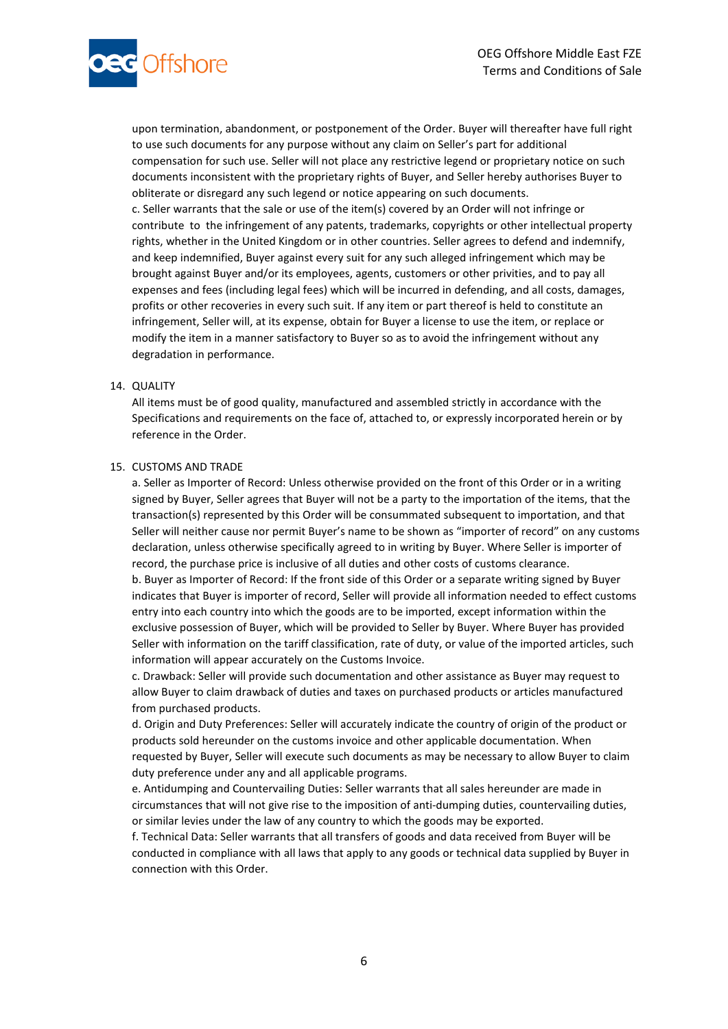upon termination, abandonment, or postponement of the Order. Buyer will thereafter have full right to use such documents for any purpose without any claim on Seller's part for additional compensation for such use. Seller will not place any restrictive legend or proprietary notice on such documents inconsistent with the proprietary rights of Buyer, and Seller hereby authorises Buyer to obliterate or disregard any such legend or notice appearing on such documents.

c. Seller warrants that the sale or use of the item(s) covered by an Order will not infringe or contribute to the infringement of any patents, trademarks, copyrights or other intellectual property rights, whether in the United Kingdom or in other countries. Seller agrees to defend and indemnify, and keep indemnified, Buyer against every suit for any such alleged infringement which may be brought against Buyer and/or its employees, agents, customers or other privities, and to pay all expenses and fees (including legal fees) which will be incurred in defending, and all costs, damages, profits or other recoveries in every such suit. If any item or part thereof is held to constitute an infringement, Seller will, at its expense, obtain for Buyer a license to use the item, or replace or modify the item in a manner satisfactory to Buyer so as to avoid the infringement without any degradation in performance.

14. QUALITY

All items must be of good quality, manufactured and assembled strictly in accordance with the Specifications and requirements on the face of, attached to, or expressly incorporated herein or by reference in the Order.

15. CUSTOMS AND TRADE

a. Seller as Importer of Record: Unless otherwise provided on the front of this Order or in a writing signed by Buyer, Seller agrees that Buyer will not be a party to the importation of the items, that the transaction(s) represented by this Order will be consummated subsequent to importation, and that Seller will neither cause nor permit Buyer's name to be shown as "importer of record" on any customs declaration, unless otherwise specifically agreed to in writing by Buyer. Where Seller is importer of record, the purchase price is inclusive of all duties and other costs of customs clearance.

b. Buyer as Importer of Record: If the front side of this Order or a separate writing signed by Buyer indicates that Buyer is importer of record, Seller will provide all information needed to effect customs entry into each country into which the goods are to be imported, except information within the exclusive possession of Buyer, which will be provided to Seller by Buyer. Where Buyer has provided Seller with information on the tariff classification, rate of duty, or value of the imported articles, such information will appear accurately on the Customs Invoice.

c. Drawback: Seller will provide such documentation and other assistance as Buyer may request to allow Buyer to claim drawback of duties and taxes on purchased products or articles manufactured from purchased products.

d. Origin and Duty Preferences: Seller will accurately indicate the country of origin of the product or products sold hereunder on the customs invoice and other applicable documentation. When requested by Buyer, Seller will execute such documents as may be necessary to allow Buyer to claim duty preference under any and all applicable programs.

e. Antidumping and Countervailing Duties: Seller warrants that all sales hereunder are made in circumstances that will not give rise to the imposition of anti-dumping duties, countervailing duties, or similar levies under the law of any country to which the goods may be exported.

f. Technical Data: Seller warrants that all transfers of goods and data received from Buyer will be conducted in compliance with all laws that apply to any goods or technical data supplied by Buyer in connection with this Order.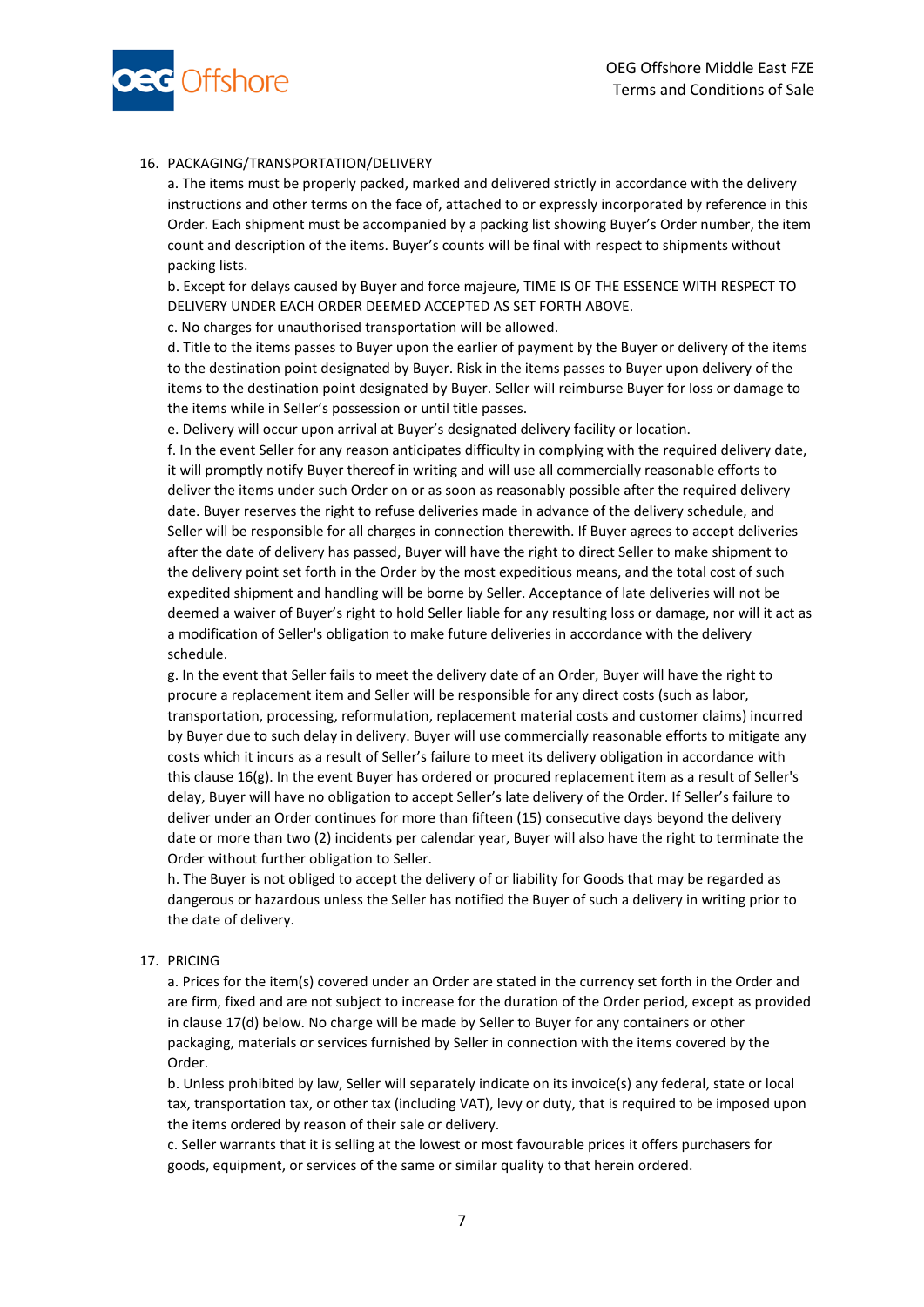16. PACKAGING/TRANSPORTATION/DELIVERY

a. The items must be properly packed, marked and delivered strictly in accordance with the delivery instructions and other terms on the face of, attached to or expressly incorporated by reference in this Order. Each shipment must be accompanied by a packing list showing Buyer's Order number, the item count and description of the items. Buyer's counts will be final with respect to shipments without packing lists.

b. Except for delays caused by Buyer and force majeure, TIME IS OF THE ESSENCE WITH RESPECT TO DELIVERY UNDER EACH ORDER DEEMED ACCEPTED AS SET FORTH ABOVE.

c. No charges for unauthorised transportation will be allowed.

d. Title to the items passes to Buyer upon the earlier of payment by the Buyer or delivery of the items to the destination point designated by Buyer. Risk in the items passes to Buyer upon delivery of the items to the destination point designated by Buyer. Seller will reimburse Buyer for loss or damage to the items while in Seller's possession or until title passes.

e. Delivery will occur upon arrival at Buyer's designated delivery facility or location.

f. In the event Seller for any reason anticipates difficulty in complying with the required delivery date, it will promptly notify Buyer thereof in writing and will use all commercially reasonable efforts to deliver the items under such Order on or as soon as reasonably possible after the required delivery date. Buyer reserves the right to refuse deliveries made in advance of the delivery schedule, and Seller will be responsible for all charges in connection therewith. If Buyer agrees to accept deliveries after the date of delivery has passed, Buyer will have the right to direct Seller to make shipment to the delivery point set forth in the Order by the most expeditious means, and the total cost of such expedited shipment and handling will be borne by Seller. Acceptance of late deliveries will not be deemed a waiver of Buyer's right to hold Seller liable for any resulting loss or damage, nor will it act as a modification of Seller's obligation to make future deliveries in accordance with the delivery schedule.

g. In the event that Seller fails to meet the delivery date of an Order, Buyer will have the right to procure a replacement item and Seller will be responsible for any direct costs (such as labor, transportation, processing, reformulation, replacement material costs and customer claims) incurred by Buyer due to such delay in delivery. Buyer will use commercially reasonable efforts to mitigate any costs which it incurs as a result of Seller's failure to meet its delivery obligation in accordance with this clause 16(g). In the event Buyer has ordered or procured replacement item as a result of Seller's delay, Buyer will have no obligation to accept Seller's late delivery of the Order. If Seller's failure to deliver under an Order continues for more than fifteen (15) consecutive days beyond the delivery date or more than two (2) incidents per calendar year, Buyer will also have the right to terminate the Order without further obligation to Seller.

h. The Buyer is not obliged to accept the delivery of or liability for Goods that may be regarded as dangerous or hazardous unless the Seller has notified the Buyer of such a delivery in writing prior to the date of delivery.

17. PRICING

a. Prices for the item(s) covered under an Order are stated in the currency set forth in the Order and are firm, fixed and are not subject to increase for the duration of the Order period, except as provided in clause 17(d) below. No charge will be made by Seller to Buyer for any containers or other packaging, materials or services furnished by Seller in connection with the items covered by the Order.

b. Unless prohibited by law, Seller will separately indicate on its invoice(s) any federal, state or local tax, transportation tax, or other tax (including VAT), levy or duty, that is required to be imposed upon the items ordered by reason of their sale or delivery.

c. Seller warrants that it is selling at the lowest or most favourable prices it offers purchasers for goods, equipment, or services of the same or similar quality to that herein ordered.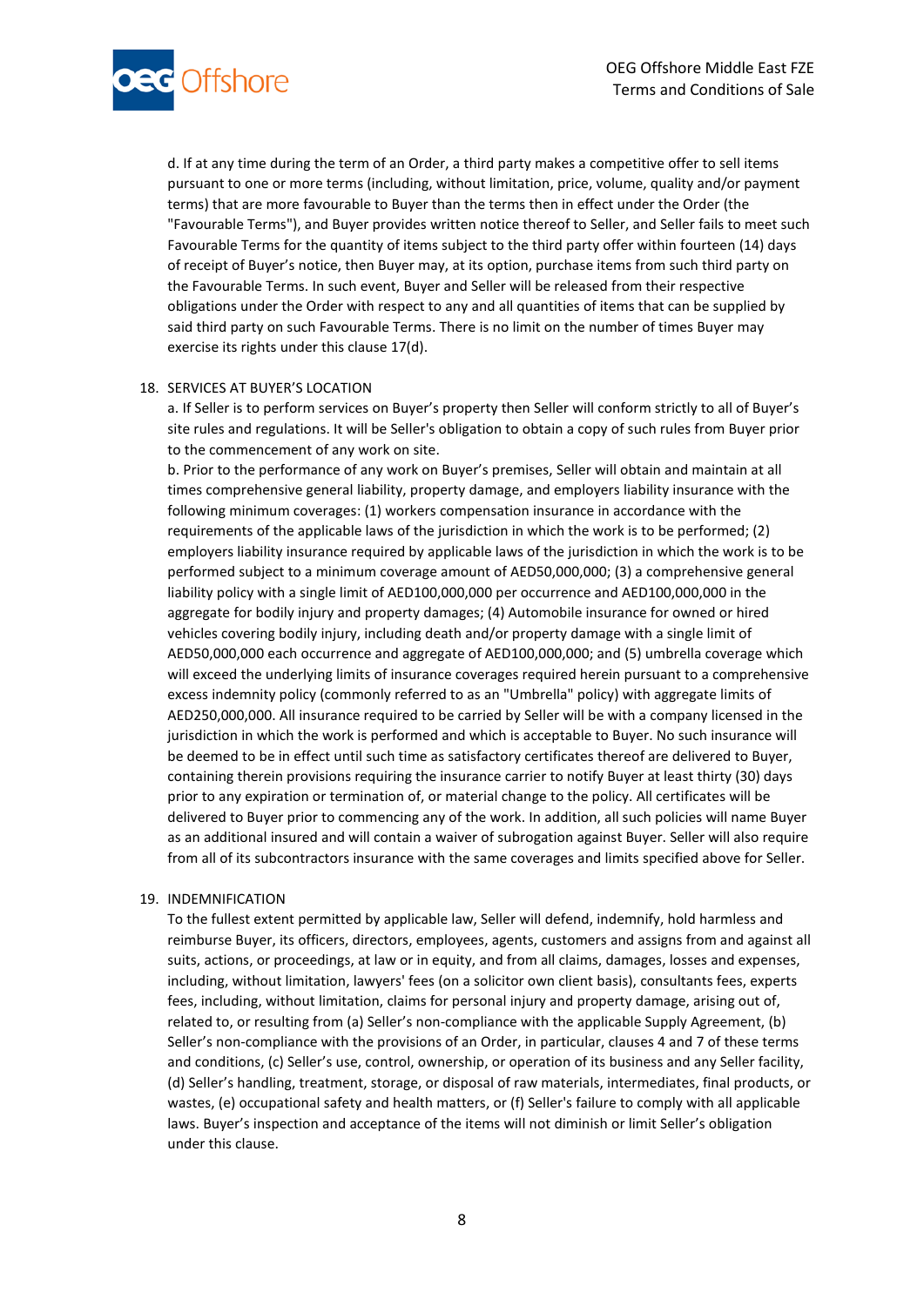d. If at any time during the term of an Order, a third party makes a competitive offer to sell items pursuant to one or more terms (including, without limitation, price, volume, quality and/or payment terms) that are more favourable to Buyer than the terms then in effect under the Order (the "Favourable Terms"), and Buyer provides written notice thereof to Seller, and Seller fails to meet such Favourable Terms for the quantity of items subject to the third party offer within fourteen (14) days of receipt of Buyer's notice, then Buyer may, at its option, purchase items from such third party on the Favourable Terms. In such event, Buyer and Seller will be released from their respective obligations under the Order with respect to any and all quantities of items that can be supplied by said third party on such Favourable Terms. There is no limit on the number of times Buyer may exercise its rights under this clause 17(d).

18. SERVICES AT BUYER'S LOCATION

a. If Seller is to perform services on Buyer's property then Seller will conform strictly to all of Buyer's site rules and regulations. It will be Seller's obligation to obtain a copy of such rules from Buyer prior to the commencement of any work on site.

b. Prior to the performance of any work on Buyer's premises, Seller will obtain and maintain at all times comprehensive general liability, property damage, and employers liability insurance with the following minimum coverages: (1) workers compensation insurance in accordance with the requirements of the applicable laws of the jurisdiction in which the work is to be performed; (2) employers liability insurance required by applicable laws of the jurisdiction in which the work is to be performed subject to a minimum coverage amount of AED50,000,000; (3) a comprehensive general liability policy with a single limit of AED100,000,000 per occurrence and AED100,000,000 in the aggregate for bodily injury and property damages; (4) Automobile insurance for owned or hired vehicles covering bodily injury, including death and/or property damage with a single limit of AED50,000,000 each occurrence and aggregate of AED100,000,000; and (5) umbrella coverage which will exceed the underlying limits of insurance coverages required herein pursuant to a comprehensive excess indemnity policy (commonly referred to as an "Umbrella" policy) with aggregate limits of AED250,000,000. All insurance required to be carried by Seller will be with a company licensed in the jurisdiction in which the work is performed and which is acceptable to Buyer. No such insurance will be deemed to be in effect until such time as satisfactory certificates thereof are delivered to Buyer, containing therein provisions requiring the insurance carrier to notify Buyer at least thirty (30) days prior to any expiration or termination of, or material change to the policy. All certificates will be delivered to Buyer prior to commencing any of the work. In addition, all such policies will name Buyer as an additional insured and will contain a waiver of subrogation against Buyer. Seller will also require from all of its subcontractors insurance with the same coverages and limits specified above for Seller.

19. INDEMNIFICATION

To the fullest extent permitted by applicable law, Seller will defend, indemnify, hold harmless and reimburse Buyer, its officers, directors, employees, agents, customers and assigns from and against all suits, actions, or proceedings, at law or in equity, and from all claims, damages, losses and expenses, including, without limitation, lawyers' fees (on a solicitor own client basis), consultants fees, experts fees, including, without limitation, claims for personal injury and property damage, arising out of, related to, or resulting from (a) Seller's non-compliance with the applicable Supply Agreement, (b) Seller's non-compliance with the provisions of an Order, in particular, clauses 4 and 7 of these terms and conditions, (c) Seller's use, control, ownership, or operation of its business and any Seller facility, (d) Seller's handling, treatment, storage, or disposal of raw materials, intermediates, final products, or wastes, (e) occupational safety and health matters, or (f) Seller's failure to comply with all applicable laws. Buyer's inspection and acceptance of the items will not diminish or limit Seller's obligation under this clause.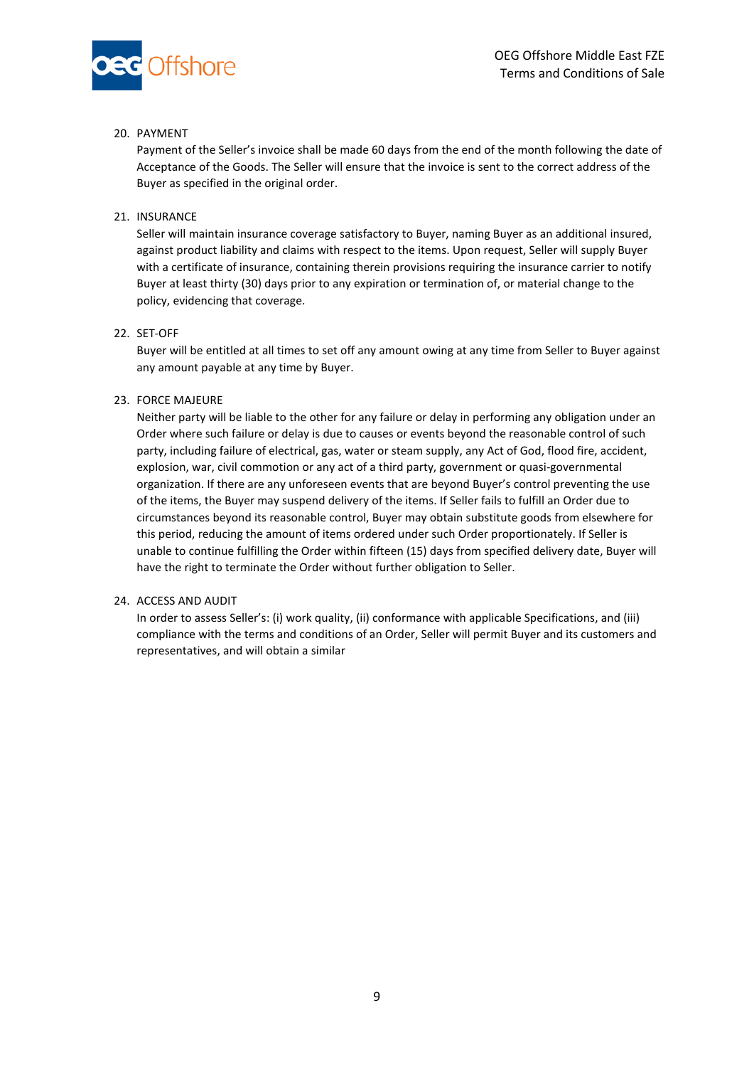20. PAYMENT

    Payment of the Seller's invoice shall be made 60 days from the end of the month following the date of Acceptance of the Goods. The Seller will ensure that the invoice is sent to the correct address of the Buyer as specified in the original order.

21. INSURANCE

    Seller will maintain insurance coverage satisfactory to Buyer, naming Buyer as an additional insured, against product liability and claims with respect to the items. Upon request, Seller will supply Buyer with a certificate of insurance, containing therein provisions requiring the insurance carrier to notify Buyer at least thirty (30) days prior to any expiration or termination of, or material change to the policy, evidencing that coverage.

22. SET-OFF

    Buyer will be entitled at all times to set off any amount owing at any time from Seller to Buyer against any amount payable at any time by Buyer.

23. FORCE MAJEURE

    Neither party will be liable to the other for any failure or delay in performing any obligation under an Order where such failure or delay is due to causes or events beyond the reasonable control of such party, including failure of electrical, gas, water or steam supply, any Act of God, flood fire, accident, explosion, war, civil commotion or any act of a third party, government or quasi-governmental organization. If there are any unforeseen events that are beyond Buyer's control preventing the use of the items, the Buyer may suspend delivery of the items. If Seller fails to fulfill an Order due to circumstances beyond its reasonable control, Buyer may obtain substitute goods from elsewhere for this period, reducing the amount of items ordered under such Order proportionately. If Seller is unable to continue fulfilling the Order within fifteen (15) days from specified delivery date, Buyer will have the right to terminate the Order without further obligation to Seller.

24. ACCESS AND AUDIT

    In order to assess Seller's: (i) work quality, (ii) conformance with applicable Specifications, and (iii) compliance with the terms and conditions of an Order, Seller will permit Buyer and its customers and representatives, and will obtain a similar